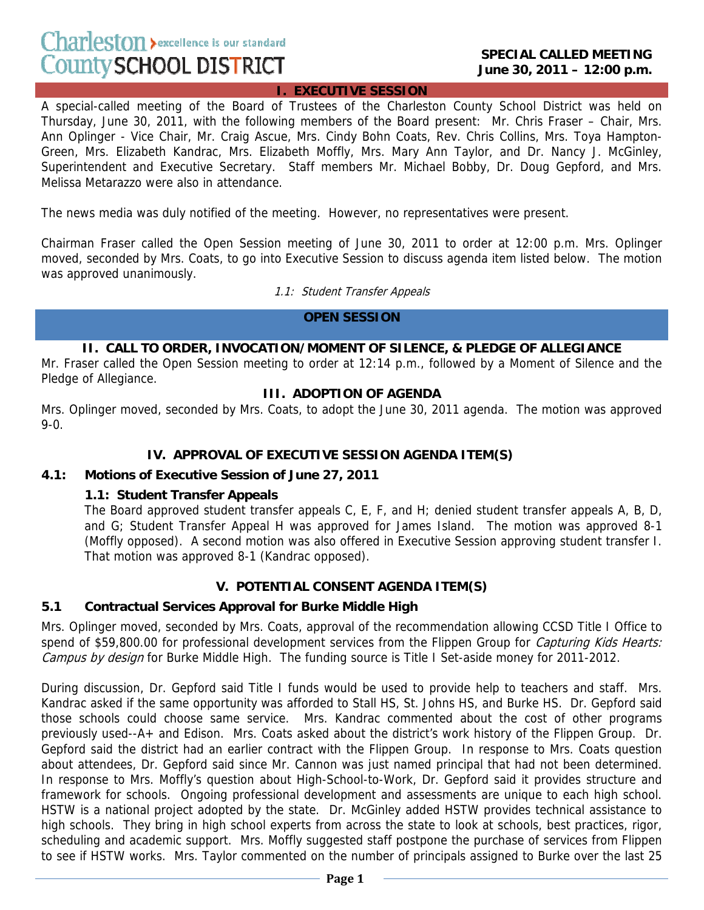Charleston County SCHOOL DISTRICT — excellence is our standard

**SPECIAL CALLED MEETING**
**June 30, 2011 – 12:00 p.m.**

## I. EXECUTIVE SESSION

A special-called meeting of the Board of Trustees of the Charleston County School District was held on Thursday, June 30, 2011, with the following members of the Board present: Mr. Chris Fraser – Chair, Mrs. Ann Oplinger - Vice Chair, Mr. Craig Ascue, Mrs. Cindy Bohn Coats, Rev. Chris Collins, Mrs. Toya Hampton-Green, Mrs. Elizabeth Kandrac, Mrs. Elizabeth Moffly, Mrs. Mary Ann Taylor, and Dr. Nancy J. McGinley, Superintendent and Executive Secretary. Staff members Mr. Michael Bobby, Dr. Doug Gepford, and Mrs. Melissa Metarazzo were also in attendance.

The news media was duly notified of the meeting. However, no representatives were present.

Chairman Fraser called the Open Session meeting of June 30, 2011 to order at 12:00 p.m. Mrs. Oplinger moved, seconded by Mrs. Coats, to go into Executive Session to discuss agenda item listed below. The motion was approved unanimously.

*1.1: Student Transfer Appeals*

## OPEN SESSION

## II. CALL TO ORDER, INVOCATION/MOMENT OF SILENCE, & PLEDGE OF ALLEGIANCE

Mr. Fraser called the Open Session meeting to order at 12:14 p.m., followed by a Moment of Silence and the Pledge of Allegiance.

## III. ADOPTION OF AGENDA

Mrs. Oplinger moved, seconded by Mrs. Coats, to adopt the June 30, 2011 agenda. The motion was approved 9-0.

## IV. APPROVAL OF EXECUTIVE SESSION AGENDA ITEM(S)

### 4.1: Motions of Executive Session of June 27, 2011

**1.1: Student Transfer Appeals**

The Board approved student transfer appeals C, E, F, and H; denied student transfer appeals A, B, D, and G; Student Transfer Appeal H was approved for James Island. The motion was approved 8-1 (Moffly opposed). A second motion was also offered in Executive Session approving student transfer I. That motion was approved 8-1 (Kandrac opposed).

## V. POTENTIAL CONSENT AGENDA ITEM(S)

### 5.1 Contractual Services Approval for Burke Middle High

Mrs. Oplinger moved, seconded by Mrs. Coats, approval of the recommendation allowing CCSD Title I Office to spend of $59,800.00 for professional development services from the Flippen Group for *Capturing Kids Hearts: Campus by design* for Burke Middle High. The funding source is Title I Set-aside money for 2011-2012.

During discussion, Dr. Gepford said Title I funds would be used to provide help to teachers and staff. Mrs. Kandrac asked if the same opportunity was afforded to Stall HS, St. Johns HS, and Burke HS. Dr. Gepford said those schools could choose same service. Mrs. Kandrac commented about the cost of other programs previously used--A+ and Edison. Mrs. Coats asked about the district's work history of the Flippen Group. Dr. Gepford said the district had an earlier contract with the Flippen Group. In response to Mrs. Coats question about attendees, Dr. Gepford said since Mr. Cannon was just named principal that had not been determined. In response to Mrs. Moffly's question about High-School-to-Work, Dr. Gepford said it provides structure and framework for schools. Ongoing professional development and assessments are unique to each high school. HSTW is a national project adopted by the state. Dr. McGinley added HSTW provides technical assistance to high schools. They bring in high school experts from across the state to look at schools, best practices, rigor, scheduling and academic support. Mrs. Moffly suggested staff postpone the purchase of services from Flippen to see if HSTW works. Mrs. Taylor commented on the number of principals assigned to Burke over the last 25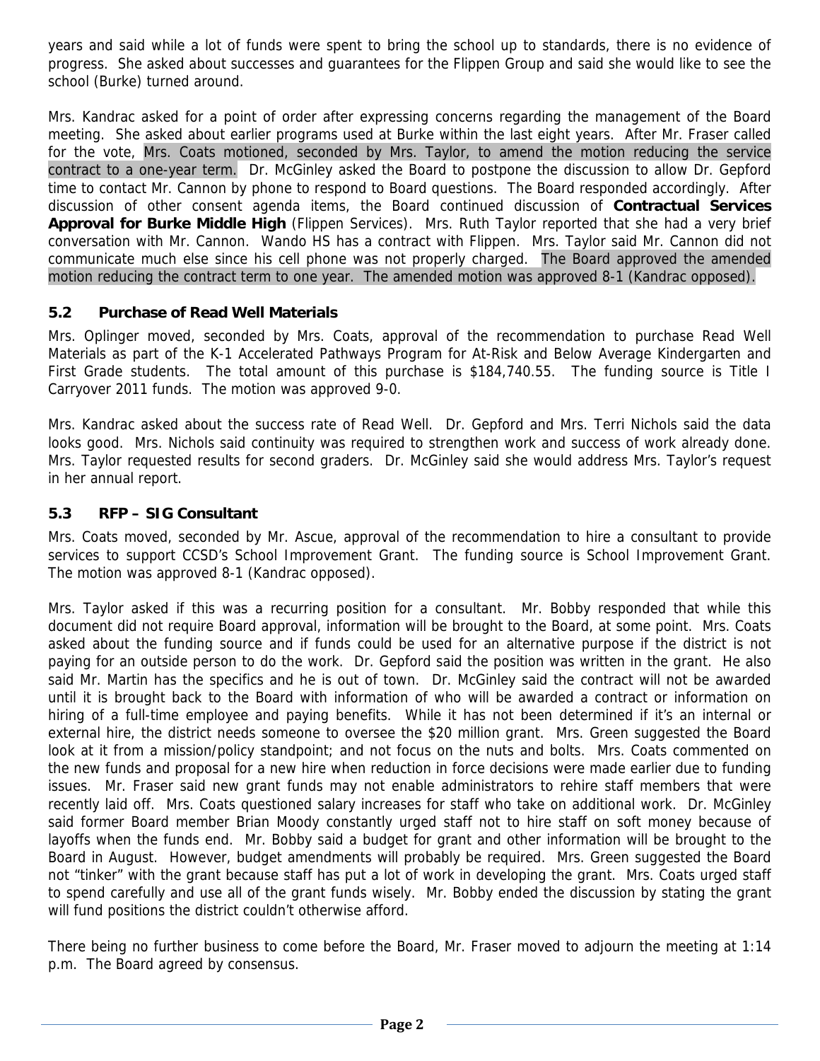years and said while a lot of funds were spent to bring the school up to standards, there is no evidence of progress. She asked about successes and guarantees for the Flippen Group and said she would like to see the school (Burke) turned around.

Mrs. Kandrac asked for a point of order after expressing concerns regarding the management of the Board meeting. She asked about earlier programs used at Burke within the last eight years. After Mr. Fraser called for the vote, Mrs. Coats motioned, seconded by Mrs. Taylor, to amend the motion reducing the service contract to a one-year term. Dr. McGinley asked the Board to postpone the discussion to allow Dr. Gepford time to contact Mr. Cannon by phone to respond to Board questions. The Board responded accordingly. After discussion of other consent agenda items, the Board continued discussion of **Contractual Services Approval for Burke Middle High** (Flippen Services). Mrs. Ruth Taylor reported that she had a very brief conversation with Mr. Cannon. Wando HS has a contract with Flippen. Mrs. Taylor said Mr. Cannon did not communicate much else since his cell phone was not properly charged. The Board approved the amended motion reducing the contract term to one year. The amended motion was approved 8-1 (Kandrac opposed).

### 5.2 Purchase of Read Well Materials

Mrs. Oplinger moved, seconded by Mrs. Coats, approval of the recommendation to purchase Read Well Materials as part of the K-1 Accelerated Pathways Program for At-Risk and Below Average Kindergarten and First Grade students. The total amount of this purchase is $184,740.55. The funding source is Title I Carryover 2011 funds. The motion was approved 9-0.

Mrs. Kandrac asked about the success rate of Read Well. Dr. Gepford and Mrs. Terri Nichols said the data looks good. Mrs. Nichols said continuity was required to strengthen work and success of work already done. Mrs. Taylor requested results for second graders. Dr. McGinley said she would address Mrs. Taylor's request in her annual report.

### 5.3 RFP – SIG Consultant

Mrs. Coats moved, seconded by Mr. Ascue, approval of the recommendation to hire a consultant to provide services to support CCSD's School Improvement Grant. The funding source is School Improvement Grant. The motion was approved 8-1 (Kandrac opposed).

Mrs. Taylor asked if this was a recurring position for a consultant. Mr. Bobby responded that while this document did not require Board approval, information will be brought to the Board, at some point. Mrs. Coats asked about the funding source and if funds could be used for an alternative purpose if the district is not paying for an outside person to do the work. Dr. Gepford said the position was written in the grant. He also said Mr. Martin has the specifics and he is out of town. Dr. McGinley said the contract will not be awarded until it is brought back to the Board with information of who will be awarded a contract or information on hiring of a full-time employee and paying benefits. While it has not been determined if it's an internal or external hire, the district needs someone to oversee the $20 million grant. Mrs. Green suggested the Board look at it from a mission/policy standpoint; and not focus on the nuts and bolts. Mrs. Coats commented on the new funds and proposal for a new hire when reduction in force decisions were made earlier due to funding issues. Mr. Fraser said new grant funds may not enable administrators to rehire staff members that were recently laid off. Mrs. Coats questioned salary increases for staff who take on additional work. Dr. McGinley said former Board member Brian Moody constantly urged staff not to hire staff on soft money because of layoffs when the funds end. Mr. Bobby said a budget for grant and other information will be brought to the Board in August. However, budget amendments will probably be required. Mrs. Green suggested the Board not "tinker" with the grant because staff has put a lot of work in developing the grant. Mrs. Coats urged staff to spend carefully and use all of the grant funds wisely. Mr. Bobby ended the discussion by stating the grant will fund positions the district couldn't otherwise afford.

There being no further business to come before the Board, Mr. Fraser moved to adjourn the meeting at 1:14 p.m. The Board agreed by consensus.